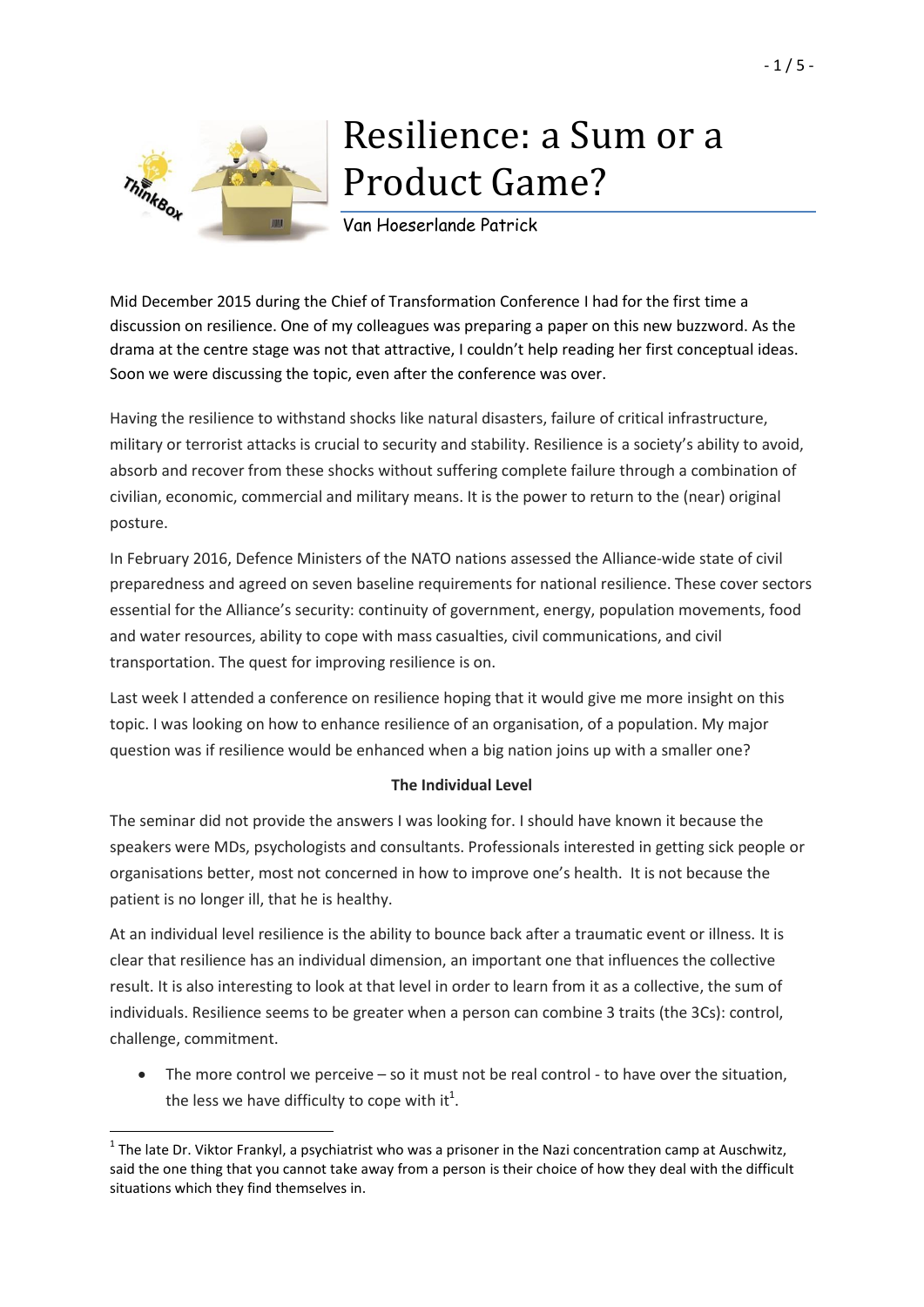# Resilience: a Sum or a Product Game?

Van Hoeserlande Patrick

Mid December 2015 during the Chief of Transformation Conference I had for the first time a discussion on resilience. One of my colleagues was preparing a paper on this new buzzword. As the drama at the centre stage was not that attractive, I couldn't help reading her first conceptual ideas. Soon we were discussing the topic, even after the conference was over.

Having the resilience to withstand shocks like natural disasters, failure of critical infrastructure, military or terrorist attacks is crucial to security and stability. Resilience is a society's ability to avoid, absorb and recover from these shocks without suffering complete failure through a combination of civilian, economic, commercial and military means. It is the power to return to the (near) original posture.

In February 2016, Defence Ministers of the NATO nations assessed the Alliance-wide state of civil preparedness and agreed on seven baseline requirements for national resilience. These cover sectors essential for the Alliance's security: continuity of government, energy, population movements, food and water resources, ability to cope with mass casualties, civil communications, and civil transportation. The quest for improving resilience is on.

Last week I attended a conference on resilience hoping that it would give me more insight on this topic. I was looking on how to enhance resilience of an organisation, of a population. My major question was if resilience would be enhanced when a big nation joins up with a smaller one?

## The Individual Level

The seminar did not provide the answers I was looking for. I should have known it because the speakers were MDs, psychologists and consultants. Professionals interested in getting sick people or organisations better, most not concerned in how to improve one's health. It is not because the patient is no longer ill, that he is healthy.

At an individual level resilience is the ability to bounce back after a traumatic event or illness. It is clear that resilience has an individual dimension, an important one that influences the collective result. It is also interesting to look at that level in order to learn from it as a collective, the sum of individuals. Resilience seems to be greater when a person can combine 3 traits (the 3Cs): control, challenge, commitment.

- The more control we perceive – so it must not be real control - to have over the situation, the less we have difficulty to cope with it[1].

[1] The late Dr. Viktor Frankyl, a psychiatrist who was a prisoner in the Nazi concentration camp at Auschwitz, said the one thing that you cannot take away from a person is their choice of how they deal with the difficult situations which they find themselves in.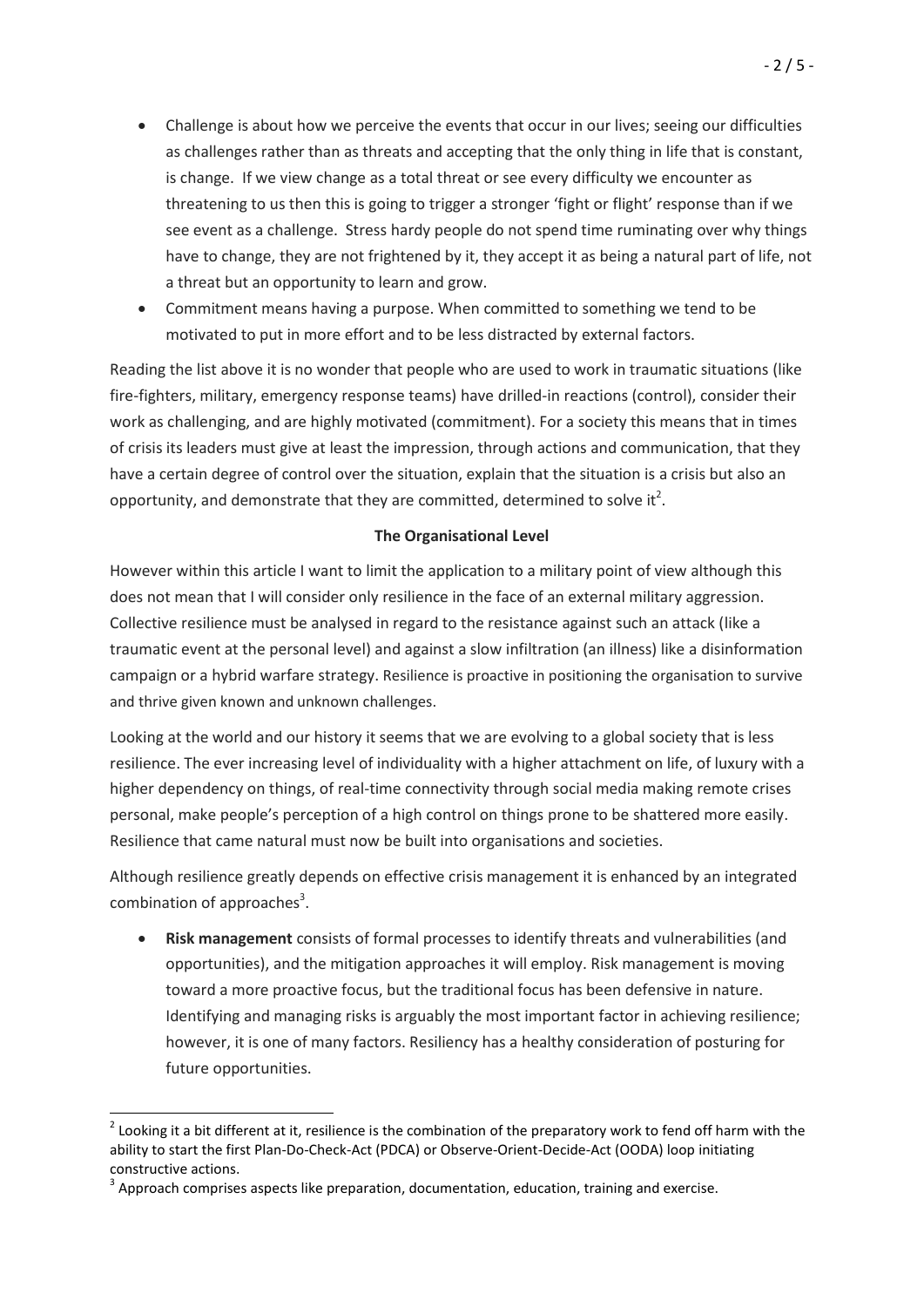- Challenge is about how we perceive the events that occur in our lives; seeing our difficulties as challenges rather than as threats and accepting that the only thing in life that is constant, is change. If we view change as a total threat or see every difficulty we encounter as threatening to us then this is going to trigger a stronger 'fight or flight' response than if we see event as a challenge. Stress hardy people do not spend time ruminating over why things have to change, they are not frightened by it, they accept it as being a natural part of life, not a threat but an opportunity to learn and grow.
- Commitment means having a purpose. When committed to something we tend to be motivated to put in more effort and to be less distracted by external factors.

Reading the list above it is no wonder that people who are used to work in traumatic situations (like fire-fighters, military, emergency response teams) have drilled-in reactions (control), consider their work as challenging, and are highly motivated (commitment). For a society this means that in times of crisis its leaders must give at least the impression, through actions and communication, that they have a certain degree of control over the situation, explain that the situation is a crisis but also an opportunity, and demonstrate that they are committed, determined to solve it[2].

**The Organisational Level**

However within this article I want to limit the application to a military point of view although this does not mean that I will consider only resilience in the face of an external military aggression. Collective resilience must be analysed in regard to the resistance against such an attack (like a traumatic event at the personal level) and against a slow infiltration (an illness) like a disinformation campaign or a hybrid warfare strategy. Resilience is proactive in positioning the organisation to survive and thrive given known and unknown challenges.

Looking at the world and our history it seems that we are evolving to a global society that is less resilience. The ever increasing level of individuality with a higher attachment on life, of luxury with a higher dependency on things, of real-time connectivity through social media making remote crises personal, make people's perception of a high control on things prone to be shattered more easily. Resilience that came natural must now be built into organisations and societies.

Although resilience greatly depends on effective crisis management it is enhanced by an integrated combination of approaches[3].

- **Risk management** consists of formal processes to identify threats and vulnerabilities (and opportunities), and the mitigation approaches it will employ. Risk management is moving toward a more proactive focus, but the traditional focus has been defensive in nature. Identifying and managing risks is arguably the most important factor in achieving resilience; however, it is one of many factors. Resiliency has a healthy consideration of posturing for future opportunities.

---

[2] Looking it a bit different at it, resilience is the combination of the preparatory work to fend off harm with the ability to start the first Plan-Do-Check-Act (PDCA) or Observe-Orient-Decide-Act (OODA) loop initiating constructive actions.

[3] Approach comprises aspects like preparation, documentation, education, training and exercise.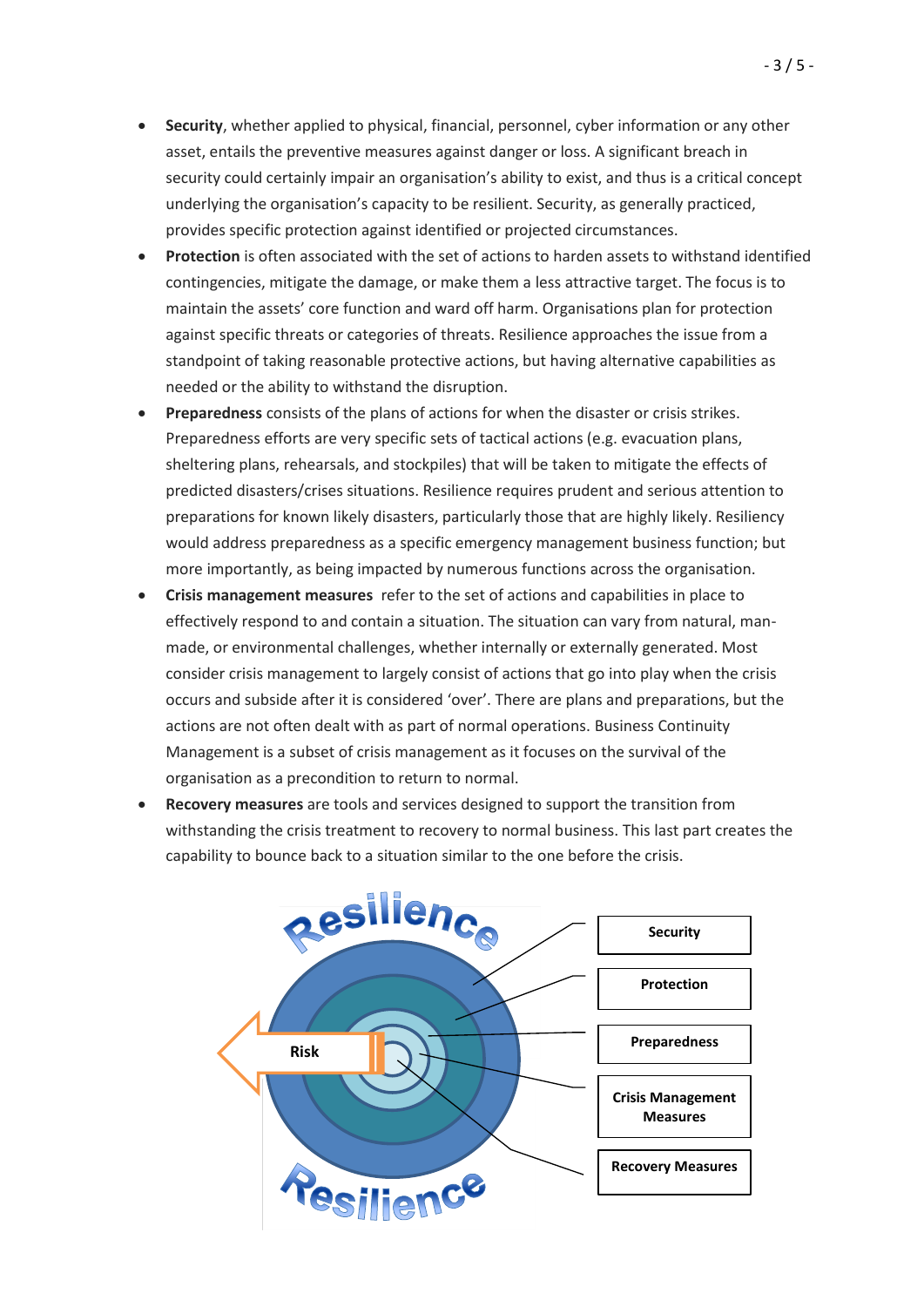- **Security**, whether applied to physical, financial, personnel, cyber information or any other asset, entails the preventive measures against danger or loss. A significant breach in security could certainly impair an organisation's ability to exist, and thus is a critical concept underlying the organisation's capacity to be resilient. Security, as generally practiced, provides specific protection against identified or projected circumstances.
- **Protection** is often associated with the set of actions to harden assets to withstand identified contingencies, mitigate the damage, or make them a less attractive target. The focus is to maintain the assets' core function and ward off harm. Organisations plan for protection against specific threats or categories of threats. Resilience approaches the issue from a standpoint of taking reasonable protective actions, but having alternative capabilities as needed or the ability to withstand the disruption.
- **Preparedness** consists of the plans of actions for when the disaster or crisis strikes. Preparedness efforts are very specific sets of tactical actions (e.g. evacuation plans, sheltering plans, rehearsals, and stockpiles) that will be taken to mitigate the effects of predicted disasters/crises situations. Resilience requires prudent and serious attention to preparations for known likely disasters, particularly those that are highly likely. Resiliency would address preparedness as a specific emergency management business function; but more importantly, as being impacted by numerous functions across the organisation.
- **Crisis management measures** refer to the set of actions and capabilities in place to effectively respond to and contain a situation. The situation can vary from natural, man-made, or environmental challenges, whether internally or externally generated. Most consider crisis management to largely consist of actions that go into play when the crisis occurs and subside after it is considered 'over'. There are plans and preparations, but the actions are not often dealt with as part of normal operations. Business Continuity Management is a subset of crisis management as it focuses on the survival of the organisation as a precondition to return to normal.
- **Recovery measures** are tools and services designed to support the transition from withstanding the crisis treatment to recovery to normal business. This last part creates the capability to bounce back to a situation similar to the one before the crisis.

Resilience

Risk

Security

Protection

Preparedness

Crisis Management Measures

Recovery Measures

Resilience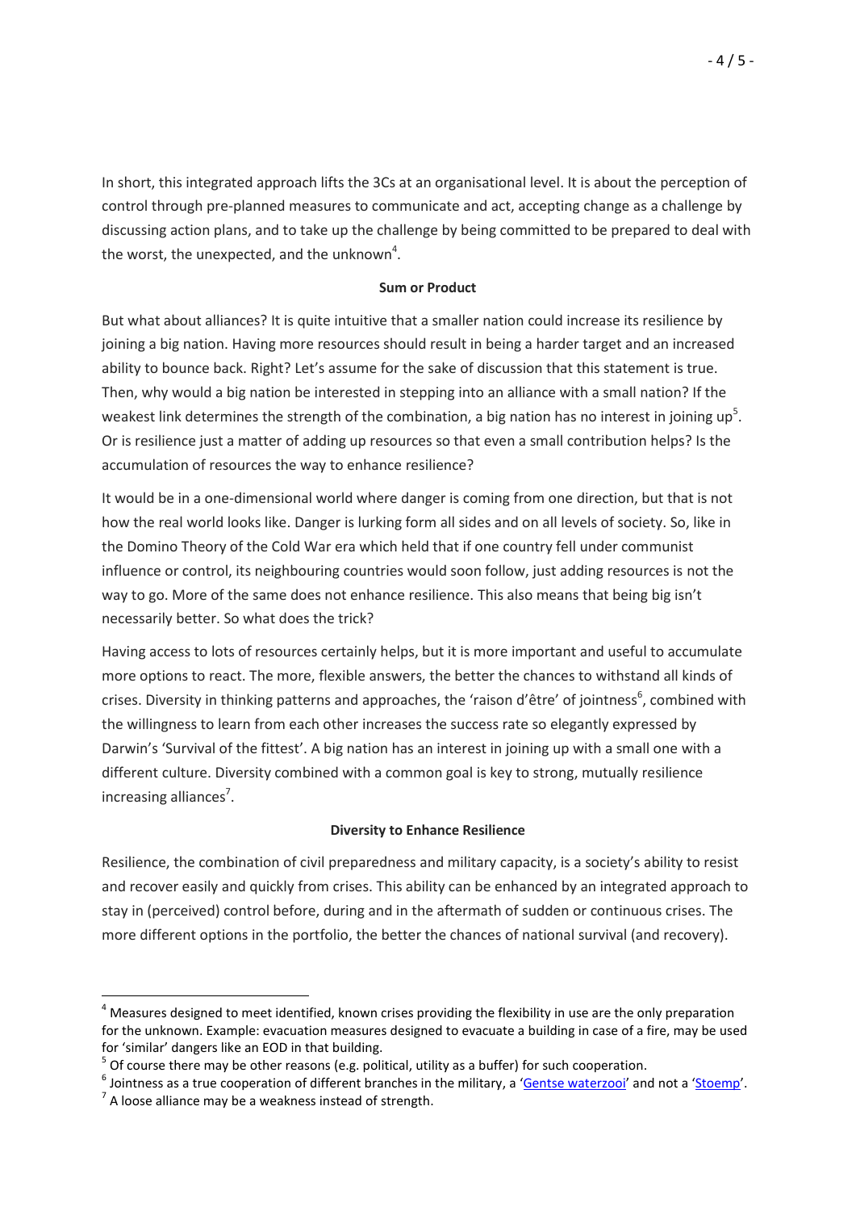In short, this integrated approach lifts the 3Cs at an organisational level. It is about the perception of control through pre-planned measures to communicate and act, accepting change as a challenge by discussing action plans, and to take up the challenge by being committed to be prepared to deal with the worst, the unexpected, and the unknown[4].

### Sum or Product

But what about alliances? It is quite intuitive that a smaller nation could increase its resilience by joining a big nation. Having more resources should result in being a harder target and an increased ability to bounce back. Right? Let's assume for the sake of discussion that this statement is true. Then, why would a big nation be interested in stepping into an alliance with a small nation? If the weakest link determines the strength of the combination, a big nation has no interest in joining up[5]. Or is resilience just a matter of adding up resources so that even a small contribution helps? Is the accumulation of resources the way to enhance resilience?

It would be in a one-dimensional world where danger is coming from one direction, but that is not how the real world looks like. Danger is lurking form all sides and on all levels of society. So, like in the Domino Theory of the Cold War era which held that if one country fell under communist influence or control, its neighbouring countries would soon follow, just adding resources is not the way to go. More of the same does not enhance resilience. This also means that being big isn't necessarily better. So what does the trick?

Having access to lots of resources certainly helps, but it is more important and useful to accumulate more options to react. The more, flexible answers, the better the chances to withstand all kinds of crises. Diversity in thinking patterns and approaches, the 'raison d'être' of jointness[6], combined with the willingness to learn from each other increases the success rate so elegantly expressed by Darwin's 'Survival of the fittest'. A big nation has an interest in joining up with a small one with a different culture. Diversity combined with a common goal is key to strong, mutually resilience increasing alliances[7].

### Diversity to Enhance Resilience

Resilience, the combination of civil preparedness and military capacity, is a society's ability to resist and recover easily and quickly from crises. This ability can be enhanced by an integrated approach to stay in (perceived) control before, during and in the aftermath of sudden or continuous crises. The more different options in the portfolio, the better the chances of national survival (and recovery).

---

[4] Measures designed to meet identified, known crises providing the flexibility in use are the only preparation for the unknown. Example: evacuation measures designed to evacuate a building in case of a fire, may be used for 'similar' dangers like an EOD in that building.

[5] Of course there may be other reasons (e.g. political, utility as a buffer) for such cooperation.

[6] Jointness as a true cooperation of different branches in the military, a 'Gentse waterzooi' and not a 'Stoemp'.

[7] A loose alliance may be a weakness instead of strength.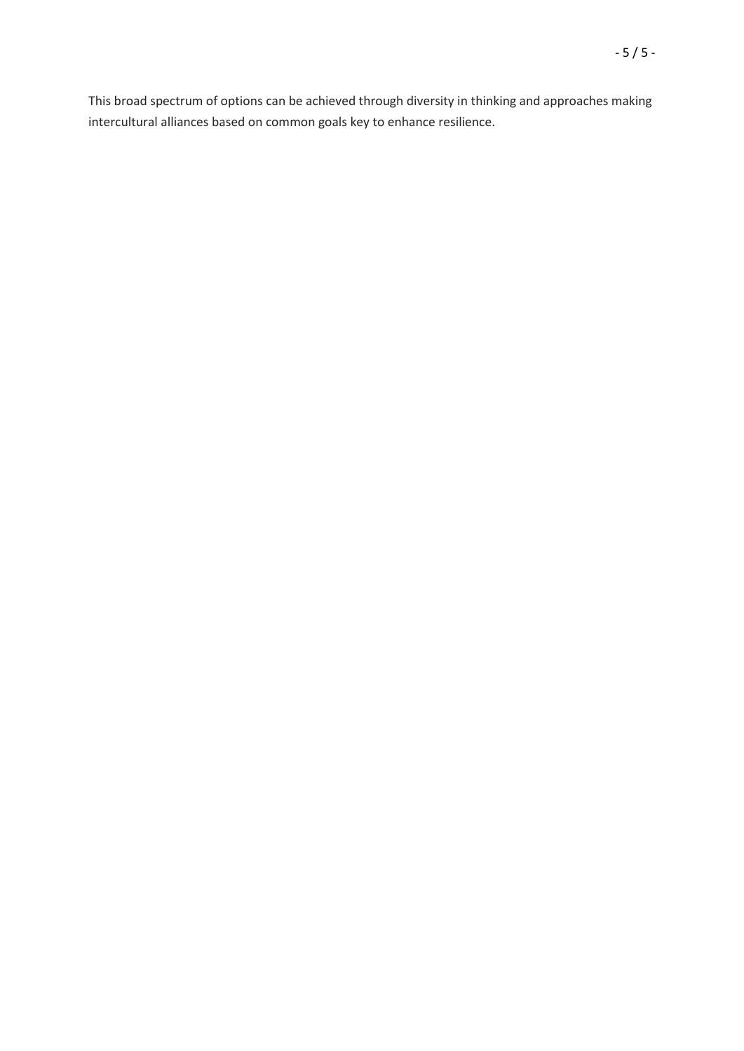This broad spectrum of options can be achieved through diversity in thinking and approaches making intercultural alliances based on common goals key to enhance resilience.